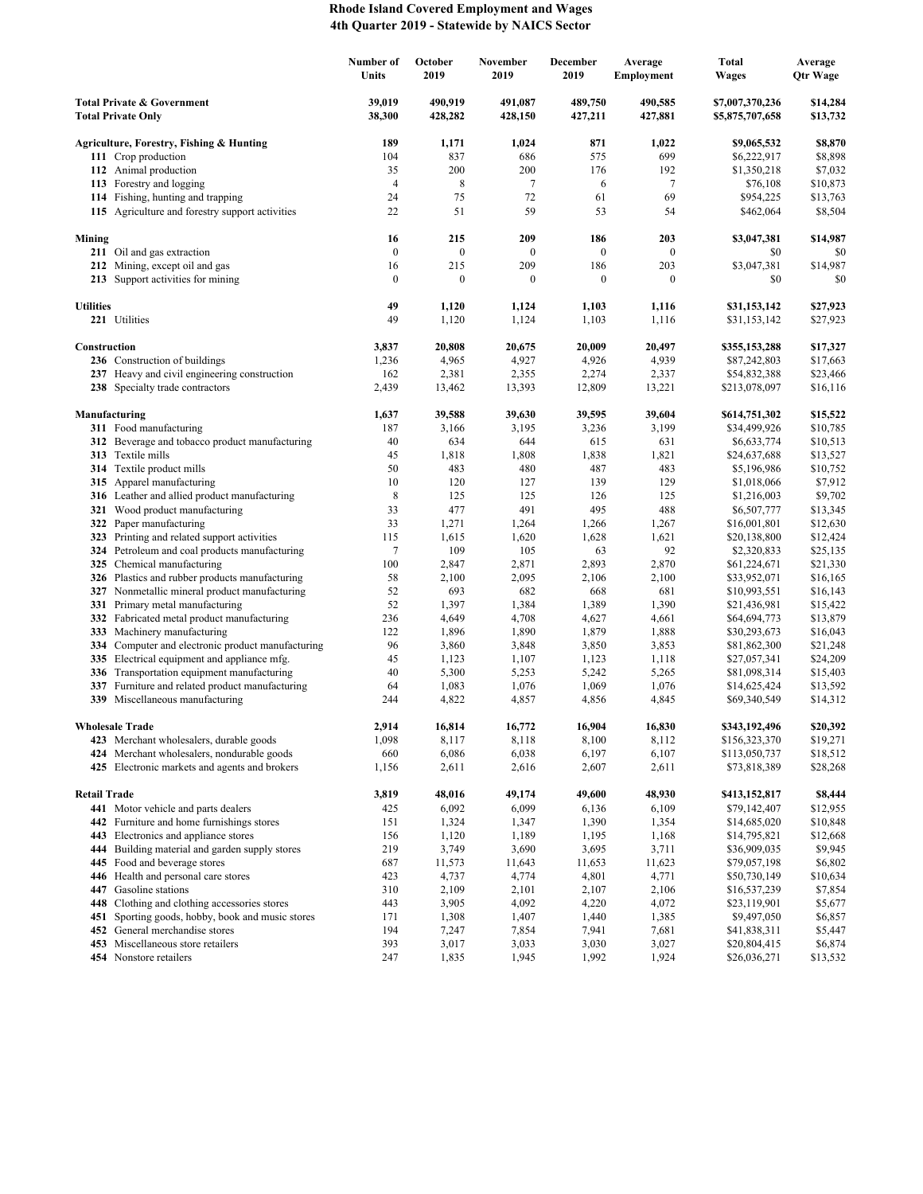# Rhode Island Covered Employment and Wages
## 4th Quarter 2019 - Statewide by NAICS Sector

| | Number of Units | October 2019 | November 2019 | December 2019 | Average Employment | Total Wages | Average Qtr Wage |
|---|---|---|---|---|---|---|---|
| **Total Private & Government** | **39,019** | **490,919** | **491,087** | **489,750** | **490,585** | **$7,007,370,236** | **$14,284** |
| **Total Private Only** | **38,300** | **428,282** | **428,150** | **427,211** | **427,881** | **$5,875,707,658** | **$13,732** |
| **Agriculture, Forestry, Fishing & Hunting** | **189** | **1,171** | **1,024** | **871** | **1,022** | **$9,065,532** | **$8,870** |
| **111** Crop production | 104 | 837 | 686 | 575 | 699 | $6,222,917 | $8,898 |
| **112** Animal production | 35 | 200 | 200 | 176 | 192 | $1,350,218 | $7,032 |
| **113** Forestry and logging | 4 | 8 | 7 | 6 | 7 | $76,108 | $10,873 |
| **114** Fishing, hunting and trapping | 24 | 75 | 72 | 61 | 69 | $954,225 | $13,763 |
| **115** Agriculture and forestry support activities | 22 | 51 | 59 | 53 | 54 | $462,064 | $8,504 |
| **Mining** | **16** | **215** | **209** | **186** | **203** | **$3,047,381** | **$14,987** |
| **211** Oil and gas extraction | 0 | 0 | 0 | 0 | 0 | $0 | $0 |
| **212** Mining, except oil and gas | 16 | 215 | 209 | 186 | 203 | $3,047,381 | $14,987 |
| **213** Support activities for mining | 0 | 0 | 0 | 0 | 0 | $0 | $0 |
| **Utilities** | **49** | **1,120** | **1,124** | **1,103** | **1,116** | **$31,153,142** | **$27,923** |
| **221** Utilities | 49 | 1,120 | 1,124 | 1,103 | 1,116 | $31,153,142 | $27,923 |
| **Construction** | **3,837** | **20,808** | **20,675** | **20,009** | **20,497** | **$355,153,288** | **$17,327** |
| **236** Construction of buildings | 1,236 | 4,965 | 4,927 | 4,926 | 4,939 | $87,242,803 | $17,663 |
| **237** Heavy and civil engineering construction | 162 | 2,381 | 2,355 | 2,274 | 2,337 | $54,832,388 | $23,466 |
| **238** Specialty trade contractors | 2,439 | 13,462 | 13,393 | 12,809 | 13,221 | $213,078,097 | $16,116 |
| **Manufacturing** | **1,637** | **39,588** | **39,630** | **39,595** | **39,604** | **$614,751,302** | **$15,522** |
| **311** Food manufacturing | 187 | 3,166 | 3,195 | 3,236 | 3,199 | $34,499,926 | $10,785 |
| **312** Beverage and tobacco product manufacturing | 40 | 634 | 644 | 615 | 631 | $6,633,774 | $10,513 |
| **313** Textile mills | 45 | 1,818 | 1,808 | 1,838 | 1,821 | $24,637,688 | $13,527 |
| **314** Textile product mills | 50 | 483 | 480 | 487 | 483 | $5,196,986 | $10,752 |
| **315** Apparel manufacturing | 10 | 120 | 127 | 139 | 129 | $1,018,066 | $7,912 |
| **316** Leather and allied product manufacturing | 8 | 125 | 125 | 126 | 125 | $1,216,003 | $9,702 |
| **321** Wood product manufacturing | 33 | 477 | 491 | 495 | 488 | $6,507,777 | $13,345 |
| **322** Paper manufacturing | 33 | 1,271 | 1,264 | 1,266 | 1,267 | $16,001,801 | $12,630 |
| **323** Printing and related support activities | 115 | 1,615 | 1,620 | 1,628 | 1,621 | $20,138,800 | $12,424 |
| **324** Petroleum and coal products manufacturing | 7 | 109 | 105 | 63 | 92 | $2,320,833 | $25,135 |
| **325** Chemical manufacturing | 100 | 2,847 | 2,871 | 2,893 | 2,870 | $61,224,671 | $21,330 |
| **326** Plastics and rubber products manufacturing | 58 | 2,100 | 2,095 | 2,106 | 2,100 | $33,952,071 | $16,165 |
| **327** Nonmetallic mineral product manufacturing | 52 | 693 | 682 | 668 | 681 | $10,993,551 | $16,143 |
| **331** Primary metal manufacturing | 52 | 1,397 | 1,384 | 1,389 | 1,390 | $21,436,981 | $15,422 |
| **332** Fabricated metal product manufacturing | 236 | 4,649 | 4,708 | 4,627 | 4,661 | $64,694,773 | $13,879 |
| **333** Machinery manufacturing | 122 | 1,896 | 1,890 | 1,879 | 1,888 | $30,293,673 | $16,043 |
| **334** Computer and electronic product manufacturing | 96 | 3,860 | 3,848 | 3,850 | 3,853 | $81,862,300 | $21,248 |
| **335** Electrical equipment and appliance mfg. | 45 | 1,123 | 1,107 | 1,123 | 1,118 | $27,057,341 | $24,209 |
| **336** Transportation equipment manufacturing | 40 | 5,300 | 5,253 | 5,242 | 5,265 | $81,098,314 | $15,403 |
| **337** Furniture and related product manufacturing | 64 | 1,083 | 1,076 | 1,069 | 1,076 | $14,625,424 | $13,592 |
| **339** Miscellaneous manufacturing | 244 | 4,822 | 4,857 | 4,856 | 4,845 | $69,340,549 | $14,312 |
| **Wholesale Trade** | **2,914** | **16,814** | **16,772** | **16,904** | **16,830** | **$343,192,496** | **$20,392** |
| **423** Merchant wholesalers, durable goods | 1,098 | 8,117 | 8,118 | 8,100 | 8,112 | $156,323,370 | $19,271 |
| **424** Merchant wholesalers, nondurable goods | 660 | 6,086 | 6,038 | 6,197 | 6,107 | $113,050,737 | $18,512 |
| **425** Electronic markets and agents and brokers | 1,156 | 2,611 | 2,616 | 2,607 | 2,611 | $73,818,389 | $28,268 |
| **Retail Trade** | **3,819** | **48,016** | **49,174** | **49,600** | **48,930** | **$413,152,817** | **$8,444** |
| **441** Motor vehicle and parts dealers | 425 | 6,092 | 6,099 | 6,136 | 6,109 | $79,142,407 | $12,955 |
| **442** Furniture and home furnishings stores | 151 | 1,324 | 1,347 | 1,390 | 1,354 | $14,685,020 | $10,848 |
| **443** Electronics and appliance stores | 156 | 1,120 | 1,189 | 1,195 | 1,168 | $14,795,821 | $12,668 |
| **444** Building material and garden supply stores | 219 | 3,749 | 3,690 | 3,695 | 3,711 | $36,909,035 | $9,945 |
| **445** Food and beverage stores | 687 | 11,573 | 11,643 | 11,653 | 11,623 | $79,057,198 | $6,802 |
| **446** Health and personal care stores | 423 | 4,737 | 4,774 | 4,801 | 4,771 | $50,730,149 | $10,634 |
| **447** Gasoline stations | 310 | 2,109 | 2,101 | 2,107 | 2,106 | $16,537,239 | $7,854 |
| **448** Clothing and clothing accessories stores | 443 | 3,905 | 4,092 | 4,220 | 4,072 | $23,119,901 | $5,677 |
| **451** Sporting goods, hobby, book and music stores | 171 | 1,308 | 1,407 | 1,440 | 1,385 | $9,497,050 | $6,857 |
| **452** General merchandise stores | 194 | 7,247 | 7,854 | 7,941 | 7,681 | $41,838,311 | $5,447 |
| **453** Miscellaneous store retailers | 393 | 3,017 | 3,033 | 3,030 | 3,027 | $20,804,415 | $6,874 |
| **454** Nonstore retailers | 247 | 1,835 | 1,945 | 1,992 | 1,924 | $26,036,271 | $13,532 |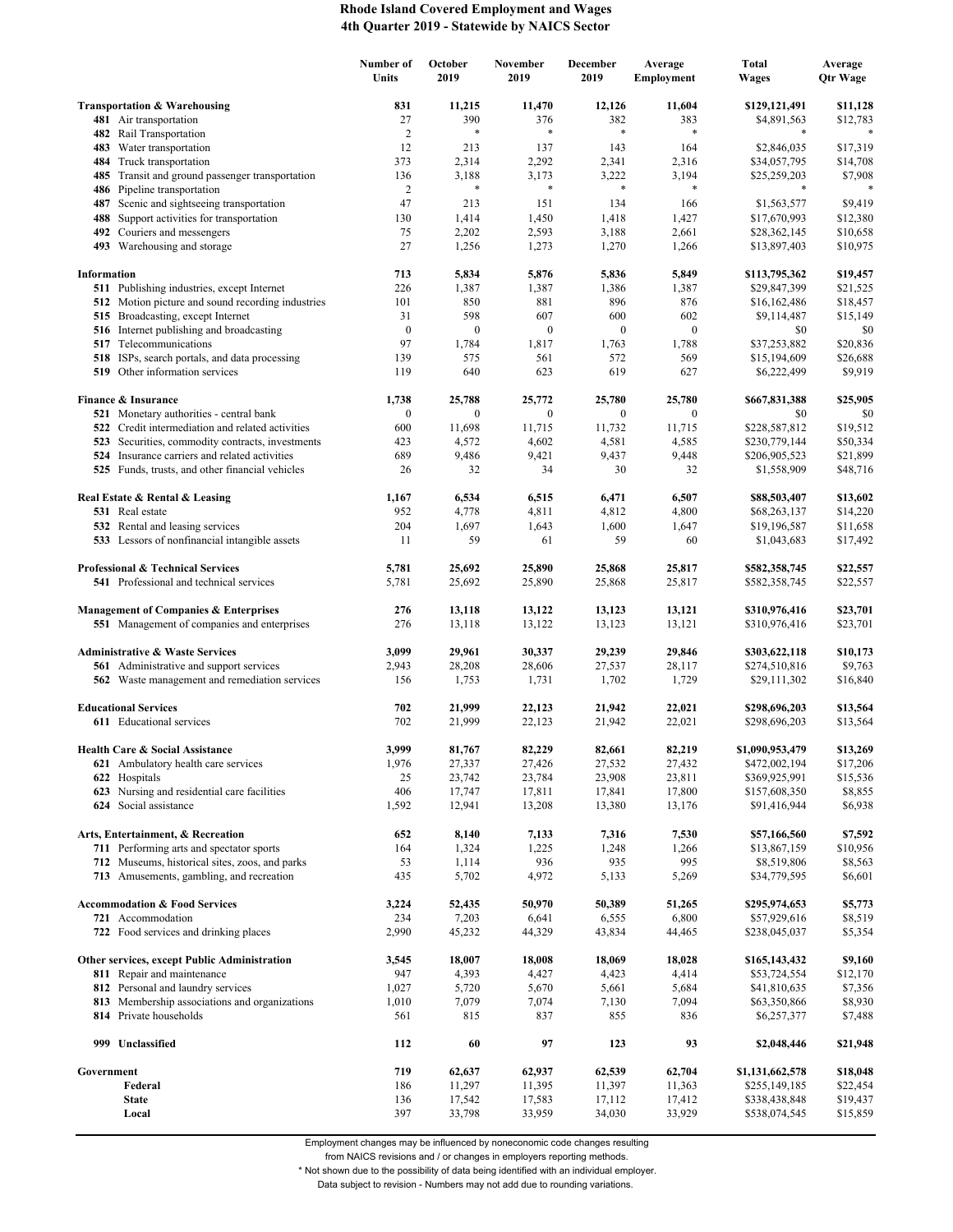# Rhode Island Covered Employment and Wages
## 4th Quarter 2019 - Statewide by NAICS Sector

| | Number of Units | October 2019 | November 2019 | December 2019 | Average Employment | Total Wages | Average Qtr Wage |
|---|---|---|---|---|---|---|---|
| **Transportation & Warehousing** | **831** | **11,215** | **11,470** | **12,126** | **11,604** | **$129,121,491** | **$11,128** |
| 481 Air transportation | 27 | 390 | 376 | 382 | 383 | $4,891,563 | $12,783 |
| 482 Rail Transportation | 2 | * | * | * | * | * | * |
| 483 Water transportation | 12 | 213 | 137 | 143 | 164 | $2,846,035 | $17,319 |
| 484 Truck transportation | 373 | 2,314 | 2,292 | 2,341 | 2,316 | $34,057,795 | $14,708 |
| 485 Transit and ground passenger transportation | 136 | 3,188 | 3,173 | 3,222 | 3,194 | $25,259,203 | $7,908 |
| 486 Pipeline transportation | 2 | * | * | * | * | * | * |
| 487 Scenic and sightseeing transportation | 47 | 213 | 151 | 134 | 166 | $1,563,577 | $9,419 |
| 488 Support activities for transportation | 130 | 1,414 | 1,450 | 1,418 | 1,427 | $17,670,993 | $12,380 |
| 492 Couriers and messengers | 75 | 2,202 | 2,593 | 3,188 | 2,661 | $28,362,145 | $10,658 |
| 493 Warehousing and storage | 27 | 1,256 | 1,273 | 1,270 | 1,266 | $13,897,403 | $10,975 |
| **Information** | **713** | **5,834** | **5,876** | **5,836** | **5,849** | **$113,795,362** | **$19,457** |
| 511 Publishing industries, except Internet | 226 | 1,387 | 1,387 | 1,386 | 1,387 | $29,847,399 | $21,525 |
| 512 Motion picture and sound recording industries | 101 | 850 | 881 | 896 | 876 | $16,162,486 | $18,457 |
| 515 Broadcasting, except Internet | 31 | 598 | 607 | 600 | 602 | $9,114,487 | $15,149 |
| 516 Internet publishing and broadcasting | 0 | 0 | 0 | 0 | 0 | $0 | $0 |
| 517 Telecommunications | 97 | 1,784 | 1,817 | 1,763 | 1,788 | $37,253,882 | $20,836 |
| 518 ISPs, search portals, and data processing | 139 | 575 | 561 | 572 | 569 | $15,194,609 | $26,688 |
| 519 Other information services | 119 | 640 | 623 | 619 | 627 | $6,222,499 | $9,919 |
| **Finance & Insurance** | **1,738** | **25,788** | **25,772** | **25,780** | **25,780** | **$667,831,388** | **$25,905** |
| 521 Monetary authorities - central bank | 0 | 0 | 0 | 0 | 0 | $0 | $0 |
| 522 Credit intermediation and related activities | 600 | 11,698 | 11,715 | 11,732 | 11,715 | $228,587,812 | $19,512 |
| 523 Securities, commodity contracts, investments | 423 | 4,572 | 4,602 | 4,581 | 4,585 | $230,779,144 | $50,334 |
| 524 Insurance carriers and related activities | 689 | 9,486 | 9,421 | 9,437 | 9,448 | $206,905,523 | $21,899 |
| 525 Funds, trusts, and other financial vehicles | 26 | 32 | 34 | 30 | 32 | $1,558,909 | $48,716 |
| **Real Estate & Rental & Leasing** | **1,167** | **6,534** | **6,515** | **6,471** | **6,507** | **$88,503,407** | **$13,602** |
| 531 Real estate | 952 | 4,778 | 4,811 | 4,812 | 4,800 | $68,263,137 | $14,220 |
| 532 Rental and leasing services | 204 | 1,697 | 1,643 | 1,600 | 1,647 | $19,196,587 | $11,658 |
| 533 Lessors of nonfinancial intangible assets | 11 | 59 | 61 | 59 | 60 | $1,043,683 | $17,492 |
| **Professional & Technical Services** | **5,781** | **25,692** | **25,890** | **25,868** | **25,817** | **$582,358,745** | **$22,557** |
| 541 Professional and technical services | 5,781 | 25,692 | 25,890 | 25,868 | 25,817 | $582,358,745 | $22,557 |
| **Management of Companies & Enterprises** | **276** | **13,118** | **13,122** | **13,123** | **13,121** | **$310,976,416** | **$23,701** |
| 551 Management of companies and enterprises | 276 | 13,118 | 13,122 | 13,123 | 13,121 | $310,976,416 | $23,701 |
| **Administrative & Waste Services** | **3,099** | **29,961** | **30,337** | **29,239** | **29,846** | **$303,622,118** | **$10,173** |
| 561 Administrative and support services | 2,943 | 28,208 | 28,606 | 27,537 | 28,117 | $274,510,816 | $9,763 |
| 562 Waste management and remediation services | 156 | 1,753 | 1,731 | 1,702 | 1,729 | $29,111,302 | $16,840 |
| **Educational Services** | **702** | **21,999** | **22,123** | **21,942** | **22,021** | **$298,696,203** | **$13,564** |
| 611 Educational services | 702 | 21,999 | 22,123 | 21,942 | 22,021 | $298,696,203 | $13,564 |
| **Health Care & Social Assistance** | **3,999** | **81,767** | **82,229** | **82,661** | **82,219** | **$1,090,953,479** | **$13,269** |
| 621 Ambulatory health care services | 1,976 | 27,337 | 27,426 | 27,532 | 27,432 | $472,002,194 | $17,206 |
| 622 Hospitals | 25 | 23,742 | 23,784 | 23,908 | 23,811 | $369,925,991 | $15,536 |
| 623 Nursing and residential care facilities | 406 | 17,747 | 17,811 | 17,841 | 17,800 | $157,608,350 | $8,855 |
| 624 Social assistance | 1,592 | 12,941 | 13,208 | 13,380 | 13,176 | $91,416,944 | $6,938 |
| **Arts, Entertainment, & Recreation** | **652** | **8,140** | **7,133** | **7,316** | **7,530** | **$57,166,560** | **$7,592** |
| 711 Performing arts and spectator sports | 164 | 1,324 | 1,225 | 1,248 | 1,266 | $13,867,159 | $10,956 |
| 712 Museums, historical sites, zoos, and parks | 53 | 1,114 | 936 | 935 | 995 | $8,519,806 | $8,563 |
| 713 Amusements, gambling, and recreation | 435 | 5,702 | 4,972 | 5,133 | 5,269 | $34,779,595 | $6,601 |
| **Accommodation & Food Services** | **3,224** | **52,435** | **50,970** | **50,389** | **51,265** | **$295,974,653** | **$5,773** |
| 721 Accommodation | 234 | 7,203 | 6,641 | 6,555 | 6,800 | $57,929,616 | $8,519 |
| 722 Food services and drinking places | 2,990 | 45,232 | 44,329 | 43,834 | 44,465 | $238,045,037 | $5,354 |
| **Other services, except Public Administration** | **3,545** | **18,007** | **18,008** | **18,069** | **18,028** | **$165,143,432** | **$9,160** |
| 811 Repair and maintenance | 947 | 4,393 | 4,427 | 4,423 | 4,414 | $53,724,554 | $12,170 |
| 812 Personal and laundry services | 1,027 | 5,720 | 5,670 | 5,661 | 5,684 | $41,810,635 | $7,356 |
| 813 Membership associations and organizations | 1,010 | 7,079 | 7,074 | 7,130 | 7,094 | $63,350,866 | $8,930 |
| 814 Private households | 561 | 815 | 837 | 855 | 836 | $6,257,377 | $7,488 |
| **999 Unclassified** | **112** | **60** | **97** | **123** | **93** | **$2,048,446** | **$21,948** |
| **Government** | **719** | **62,637** | **62,937** | **62,539** | **62,704** | **$1,131,662,578** | **$18,048** |
| **Federal** | 186 | 11,297 | 11,395 | 11,397 | 11,363 | $255,149,185 | $22,454 |
| **State** | 136 | 17,542 | 17,583 | 17,112 | 17,412 | $338,438,848 | $19,437 |
| **Local** | 397 | 33,798 | 33,959 | 34,030 | 33,929 | $538,074,545 | $15,859 |

Employment changes may be influenced by noneconomic code changes resulting from NAICS revisions and / or changes in employers reporting methods.

\* Not shown due to the possibility of data being identified with an individual employer.

Data subject to revision - Numbers may not add due to rounding variations.